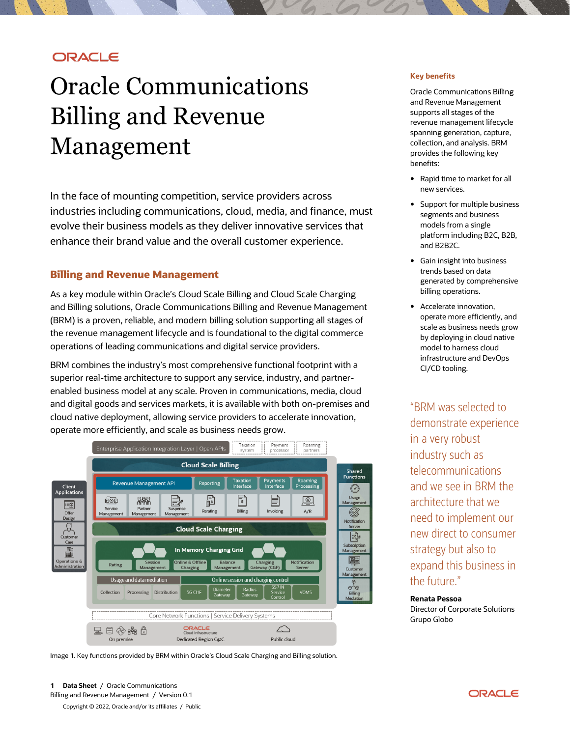# Oracle Communications Billing and Revenue Management

In the face of mounting competition, service providers across industries including communications, cloud, media, and finance, must evolve their business models as they deliver innovative services that enhance their brand value and the overall customer experience.

## Billing and Revenue Management

As a key module within Oracle's Cloud Scale Billing and Cloud Scale Charging and Billing solutions, Oracle Communications Billing and Revenue Management (BRM) is a proven, reliable, and modern billing solution supporting all stages of the revenue management lifecycle and is foundational to the digital commerce operations of leading communications and digital service providers.

BRM combines the industry's most comprehensive functional footprint with a superior real-time architecture to support any service, industry, and partner-enabled business model at any scale. Proven in communications, media, cloud and digital goods and services markets, it is available with both on-premises and cloud native deployment, allowing service providers to accelerate innovation, operate more efficiently, and scale as business needs grow.

Image 1. Key functions provided by BRM within Oracle's Cloud Scale Charging and Billing solution.

### Key benefits

Oracle Communications Billing and Revenue Management supports all stages of the revenue management lifecycle spanning generation, capture, collection, and analysis. BRM provides the following key benefits:

- Rapid time to market for all new services.
- Support for multiple business segments and business models from a single platform including B2C, B2B, and B2B2C.
- Gain insight into business trends based on data generated by comprehensive billing operations.
- Accelerate innovation, operate more efficiently, and scale as business needs grow by deploying in cloud native model to harness cloud infrastructure and DevOps CI/CD tooling.

"BRM was selected to demonstrate experience in a very robust industry such as telecommunications and we see in BRM the architecture that we need to implement our new direct to consumer strategy but also to expand this business in the future."

**Renata Pessoa**
Director of Corporate Solutions
Grupo Globo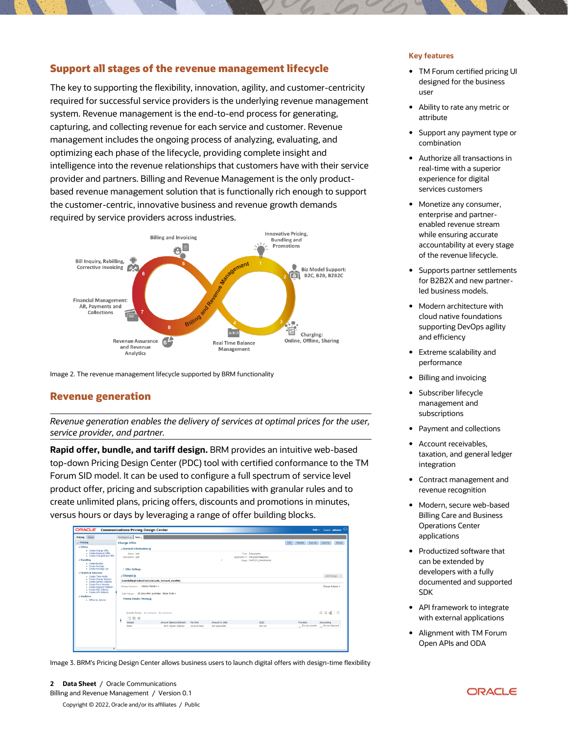## Support all stages of the revenue management lifecycle

The key to supporting the flexibility, innovation, agility, and customer-centricity required for successful service providers is the underlying revenue management system. Revenue management is the end-to-end process for generating, capturing, and collecting revenue for each service and customer. Revenue management includes the ongoing process of analyzing, evaluating, and optimizing each phase of the lifecycle, providing complete insight and intelligence into the revenue relationships that customers have with their service provider and partners. Billing and Revenue Management is the only product-based revenue management solution that is functionally rich enough to support the customer-centric, innovative business and revenue growth demands required by service providers across industries.

Image 2. The revenue management lifecycle supported by BRM functionality

## Revenue generation

*Revenue generation enables the delivery of services at optimal prices for the user, service provider, and partner.*

**Rapid offer, bundle, and tariff design.** BRM provides an intuitive web-based top-down Pricing Design Center (PDC) tool with certified conformance to the TM Forum SID model. It can be used to configure a full spectrum of service level product offer, pricing and subscription capabilities with granular rules and to create unlimited plans, pricing offers, discounts and promotions in minutes, versus hours or days by leveraging a range of offer building blocks.

Image 3. BRM's Pricing Design Center allows business users to launch digital offers with design-time flexibility

### Key features

- TM Forum certified pricing UI designed for the business user
- Ability to rate any metric or attribute
- Support any payment type or combination
- Authorize all transactions in real-time with a superior experience for digital services customers
- Monetize any consumer, enterprise and partner-enabled revenue stream while ensuring accurate accountability at every stage of the revenue lifecycle.
- Supports partner settlements for B2B2X and new partner-led business models.
- Modern architecture with cloud native foundations supporting DevOps agility and efficiency
- Extreme scalability and performance
- Billing and invoicing
- Subscriber lifecycle management and subscriptions
- Payment and collections
- Account receivables, taxation, and general ledger integration
- Contract management and revenue recognition
- Modern, secure web-based Billing Care and Business Operations Center applications
- Productized software that can be extended by developers with a fully documented and supported SDK
- API framework to integrate with external applications
- Alignment with TM Forum Open APIs and ODA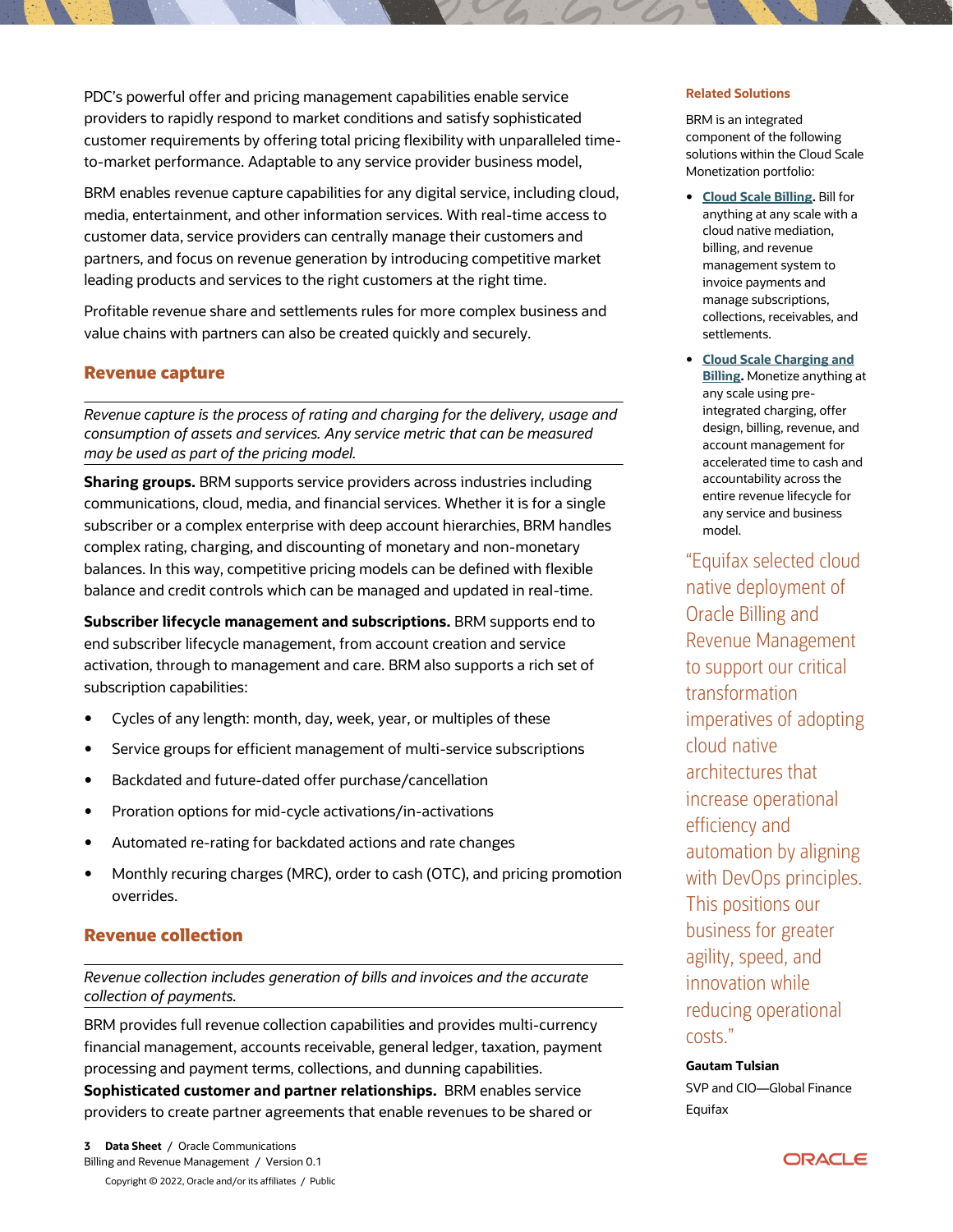PDC's powerful offer and pricing management capabilities enable service providers to rapidly respond to market conditions and satisfy sophisticated customer requirements by offering total pricing flexibility with unparalleled time-to-market performance. Adaptable to any service provider business model,

BRM enables revenue capture capabilities for any digital service, including cloud, media, entertainment, and other information services. With real-time access to customer data, service providers can centrally manage their customers and partners, and focus on revenue generation by introducing competitive market leading products and services to the right customers at the right time.

Profitable revenue share and settlements rules for more complex business and value chains with partners can also be created quickly and securely.

## Revenue capture

*Revenue capture is the process of rating and charging for the delivery, usage and consumption of assets and services. Any service metric that can be measured may be used as part of the pricing model.*

**Sharing groups.** BRM supports service providers across industries including communications, cloud, media, and financial services. Whether it is for a single subscriber or a complex enterprise with deep account hierarchies, BRM handles complex rating, charging, and discounting of monetary and non-monetary balances. In this way, competitive pricing models can be defined with flexible balance and credit controls which can be managed and updated in real-time.

**Subscriber lifecycle management and subscriptions.** BRM supports end to end subscriber lifecycle management, from account creation and service activation, through to management and care. BRM also supports a rich set of subscription capabilities:

- Cycles of any length: month, day, week, year, or multiples of these
- Service groups for efficient management of multi-service subscriptions
- Backdated and future-dated offer purchase/cancellation
- Proration options for mid-cycle activations/in-activations
- Automated re-rating for backdated actions and rate changes
- Monthly recuring charges (MRC), order to cash (OTC), and pricing promotion overrides.

## Revenue collection

*Revenue collection includes generation of bills and invoices and the accurate collection of payments.*

BRM provides full revenue collection capabilities and provides multi-currency financial management, accounts receivable, general ledger, taxation, payment processing and payment terms, collections, and dunning capabilities.

**Sophisticated customer and partner relationships.** BRM enables service providers to create partner agreements that enable revenues to be shared or

### Related Solutions

BRM is an integrated component of the following solutions within the Cloud Scale Monetization portfolio:

- **Cloud Scale Billing.** Bill for anything at any scale with a cloud native mediation, billing, and revenue management system to invoice payments and manage subscriptions, collections, receivables, and settlements.
- **Cloud Scale Charging and Billing.** Monetize anything at any scale using pre-integrated charging, offer design, billing, revenue, and account management for accelerated time to cash and accountability across the entire revenue lifecycle for any service and business model.

"Equifax selected cloud native deployment of Oracle Billing and Revenue Management to support our critical transformation imperatives of adopting cloud native architectures that increase operational efficiency and automation by aligning with DevOps principles. This positions our business for greater agility, speed, and innovation while reducing operational costs."

**Gautam Tulsian**

SVP and CIO—Global Finance

Equifax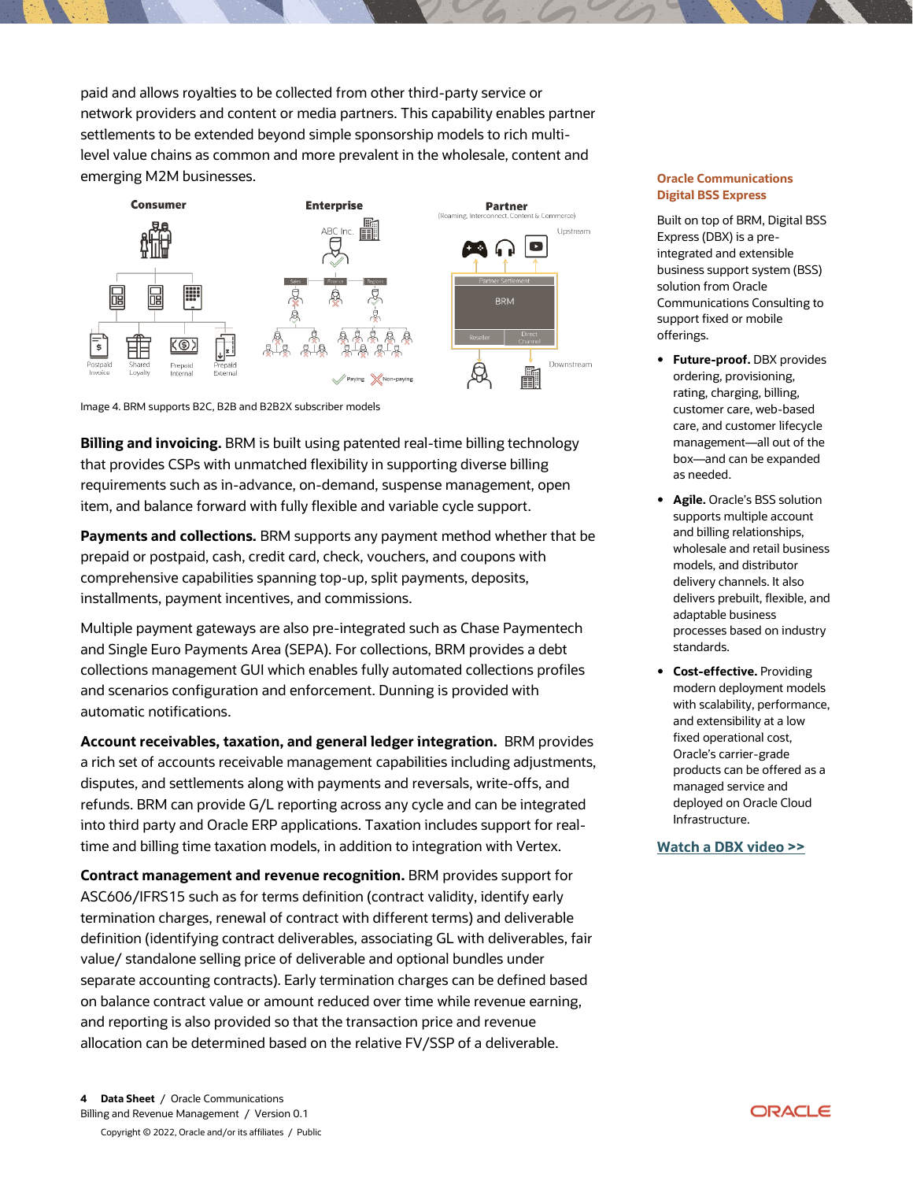paid and allows royalties to be collected from other third-party service or network providers and content or media partners. This capability enables partner settlements to be extended beyond simple sponsorship models to rich multi-level value chains as common and more prevalent in the wholesale, content and emerging M2M businesses.

Image 4. BRM supports B2C, B2B and B2B2X subscriber models

**Billing and invoicing.** BRM is built using patented real-time billing technology that provides CSPs with unmatched flexibility in supporting diverse billing requirements such as in-advance, on-demand, suspense management, open item, and balance forward with fully flexible and variable cycle support.

**Payments and collections.** BRM supports any payment method whether that be prepaid or postpaid, cash, credit card, check, vouchers, and coupons with comprehensive capabilities spanning top-up, split payments, deposits, installments, payment incentives, and commissions.

Multiple payment gateways are also pre-integrated such as Chase Paymentech and Single Euro Payments Area (SEPA). For collections, BRM provides a debt collections management GUI which enables fully automated collections profiles and scenarios configuration and enforcement. Dunning is provided with automatic notifications.

**Account receivables, taxation, and general ledger integration.** BRM provides a rich set of accounts receivable management capabilities including adjustments, disputes, and settlements along with payments and reversals, write-offs, and refunds. BRM can provide G/L reporting across any cycle and can be integrated into third party and Oracle ERP applications. Taxation includes support for real-time and billing time taxation models, in addition to integration with Vertex.

**Contract management and revenue recognition.** BRM provides support for ASC606/IFRS15 such as for terms definition (contract validity, identify early termination charges, renewal of contract with different terms) and deliverable definition (identifying contract deliverables, associating GL with deliverables, fair value/ standalone selling price of deliverable and optional bundles under separate accounting contracts). Early termination charges can be defined based on balance contract value or amount reduced over time while revenue earning, and reporting is also provided so that the transaction price and revenue allocation can be determined based on the relative FV/SSP of a deliverable.

### Oracle Communications Digital BSS Express

Built on top of BRM, Digital BSS Express (DBX) is a pre-integrated and extensible business support system (BSS) solution from Oracle Communications Consulting to support fixed or mobile offerings.

- **Future-proof.** DBX provides ordering, provisioning, rating, charging, billing, customer care, web-based care, and customer lifecycle management—all out of the box—and can be expanded as needed.
- **Agile.** Oracle's BSS solution supports multiple account and billing relationships, wholesale and retail business models, and distributor delivery channels. It also delivers prebuilt, flexible, and adaptable business processes based on industry standards.
- **Cost-effective.** Providing modern deployment models with scalability, performance, and extensibility at a low fixed operational cost, Oracle's carrier-grade products can be offered as a managed service and deployed on Oracle Cloud Infrastructure.

[Watch a DBX video >>]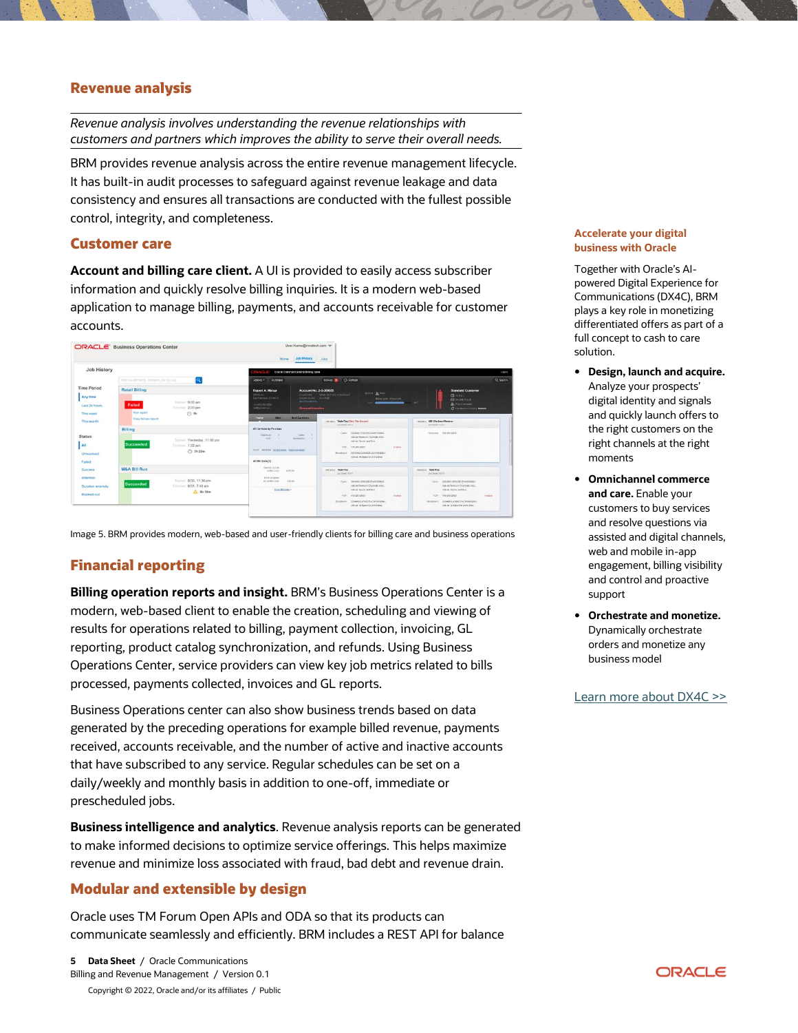## Revenue analysis

*Revenue analysis involves understanding the revenue relationships with customers and partners which improves the ability to serve their overall needs.*

BRM provides revenue analysis across the entire revenue management lifecycle. It has built-in audit processes to safeguard against revenue leakage and data consistency and ensures all transactions are conducted with the fullest possible control, integrity, and completeness.

## Customer care

**Account and billing care client.** A UI is provided to easily access subscriber information and quickly resolve billing inquiries. It is a modern web-based application to manage billing, payments, and accounts receivable for customer accounts.

Image 5. BRM provides modern, web-based and user-friendly clients for billing care and business operations

## Financial reporting

**Billing operation reports and insight.** BRM's Business Operations Center is a modern, web-based client to enable the creation, scheduling and viewing of results for operations related to billing, payment collection, invoicing, GL reporting, product catalog synchronization, and refunds. Using Business Operations Center, service providers can view key job metrics related to bills processed, payments collected, invoices and GL reports.

Business Operations center can also show business trends based on data generated by the preceding operations for example billed revenue, payments received, accounts receivable, and the number of active and inactive accounts that have subscribed to any service. Regular schedules can be set on a daily/weekly and monthly basis in addition to one-off, immediate or prescheduled jobs.

**Business intelligence and analytics**. Revenue analysis reports can be generated to make informed decisions to optimize service offerings. This helps maximize revenue and minimize loss associated with fraud, bad debt and revenue drain.

## Modular and extensible by design

Oracle uses TM Forum Open APIs and ODA so that its products can communicate seamlessly and efficiently. BRM includes a REST API for balance

### Accelerate your digital business with Oracle

Together with Oracle's AI-powered Digital Experience for Communications (DX4C), BRM plays a key role in monetizing differentiated offers as part of a full concept to cash to care solution.

- **Design, launch and acquire.** Analyze your prospects' digital identity and signals and quickly launch offers to the right customers on the right channels at the right moments
- **Omnichannel commerce and care.** Enable your customers to buy services and resolve questions via assisted and digital channels, web and mobile in-app engagement, billing visibility and control and proactive support
- **Orchestrate and monetize.** Dynamically orchestrate orders and monetize any business model

Learn more about DX4C >>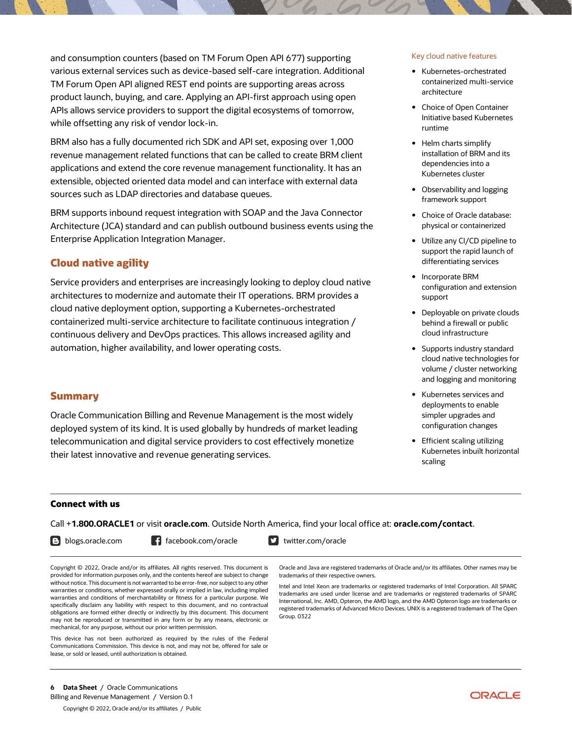and consumption counters (based on TM Forum Open API 677) supporting various external services such as device-based self-care integration. Additional TM Forum Open API aligned REST end points are supporting areas across product launch, buying, and care. Applying an API-first approach using open APIs allows service providers to support the digital ecosystems of tomorrow, while offsetting any risk of vendor lock-in.

BRM also has a fully documented rich SDK and API set, exposing over 1,000 revenue management related functions that can be called to create BRM client applications and extend the core revenue management functionality. It has an extensible, objected oriented data model and can interface with external data sources such as LDAP directories and database queues.

BRM supports inbound request integration with SOAP and the Java Connector Architecture (JCA) standard and can publish outbound business events using the Enterprise Application Integration Manager.

## Cloud native agility

Service providers and enterprises are increasingly looking to deploy cloud native architectures to modernize and automate their IT operations. BRM provides a cloud native deployment option, supporting a Kubernetes-orchestrated containerized multi-service architecture to facilitate continuous integration / continuous delivery and DevOps practices. This allows increased agility and automation, higher availability, and lower operating costs.

## Summary

Oracle Communication Billing and Revenue Management is the most widely deployed system of its kind. It is used globally by hundreds of market leading telecommunication and digital service providers to cost effectively monetize their latest innovative and revenue generating services.

### Key cloud native features

- Kubernetes-orchestrated containerized multi-service architecture
- Choice of Open Container Initiative based Kubernetes runtime
- Helm charts simplify installation of BRM and its dependencies into a Kubernetes cluster
- Observability and logging framework support
- Choice of Oracle database: physical or containerized
- Utilize any CI/CD pipeline to support the rapid launch of differentiating services
- Incorporate BRM configuration and extension support
- Deployable on private clouds behind a firewall or public cloud infrastructure
- Supports industry standard cloud native technologies for volume / cluster networking and logging and monitoring
- Kubernetes services and deployments to enable simpler upgrades and configuration changes
- Efficient scaling utilizing Kubernetes inbuilt horizontal scaling

## Connect with us

Call +**1.800.ORACLE1** or visit **oracle.com**. Outside North America, find your local office at: **oracle.com/contact**.

blogs.oracle.com    facebook.com/oracle    twitter.com/oracle

Copyright © 2022, Oracle and/or its affiliates. All rights reserved. This document is provided for information purposes only, and the contents hereof are subject to change without notice. This document is not warranted to be error-free, nor subject to any other warranties or conditions, whether expressed orally or implied in law, including implied warranties and conditions of merchantability or fitness for a particular purpose. We specifically disclaim any liability with respect to this document, and no contractual obligations are formed either directly or indirectly by this document. This document may not be reproduced or transmitted in any form or by any means, electronic or mechanical, for any purpose, without our prior written permission.

This device has not been authorized as required by the rules of the Federal Communications Commission. This device is not, and may not be, offered for sale or lease, or sold or leased, until authorization is obtained.

Oracle and Java are registered trademarks of Oracle and/or its affiliates. Other names may be trademarks of their respective owners.

Intel and Intel Xeon are trademarks or registered trademarks of Intel Corporation. All SPARC trademarks are used under license and are trademarks or registered trademarks of SPARC International, Inc. AMD, Opteron, the AMD logo, and the AMD Opteron logo are trademarks or registered trademarks of Advanced Micro Devices. UNIX is a registered trademark of The Open Group. 0322